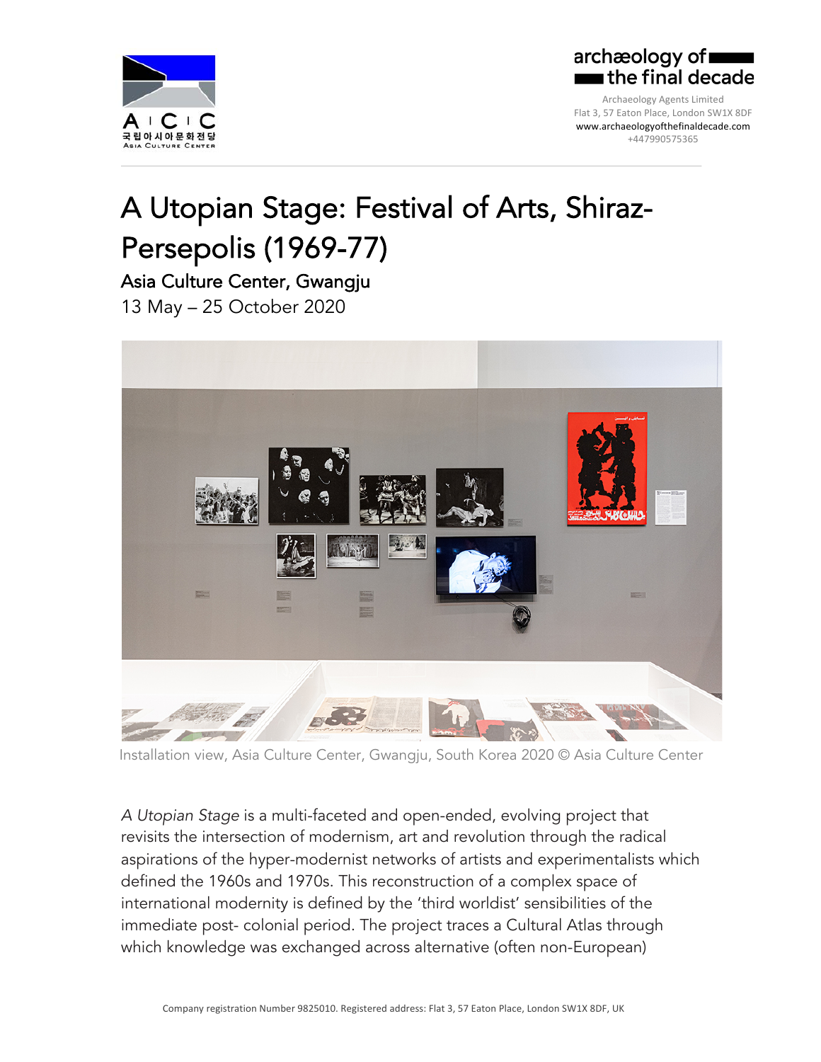archæology of the final decade

Archaeology Agents Limited
Flat 3, 57 Eaton Place, London SW1X 8DF
www.archaeologyofthefinaldecade.com
+447990575365

# A Utopian Stage: Festival of Arts, Shiraz-Persepolis (1969-77)

## Asia Culture Center, Gwangju

13 May – 25 October 2020

Installation view, Asia Culture Center, Gwangju, South Korea 2020 © Asia Culture Center

*A Utopian Stage* is a multi-faceted and open-ended, evolving project that revisits the intersection of modernism, art and revolution through the radical aspirations of the hyper-modernist networks of artists and experimentalists which defined the 1960s and 1970s. This reconstruction of a complex space of international modernity is defined by the 'third worldist' sensibilities of the immediate post- colonial period. The project traces a Cultural Atlas through which knowledge was exchanged across alternative (often non-European)

Company registration Number 9825010. Registered address: Flat 3, 57 Eaton Place, London SW1X 8DF, UK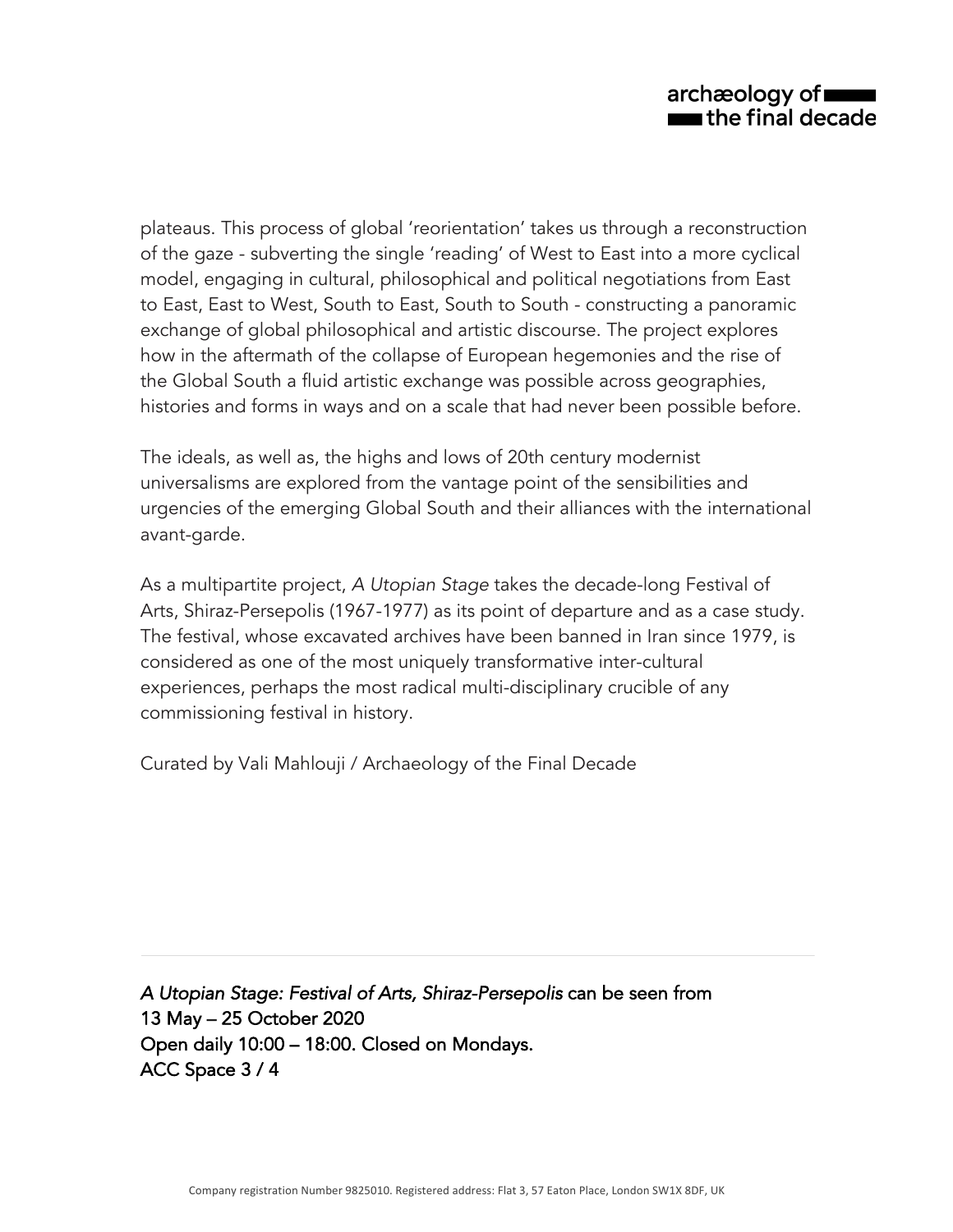plateaus. This process of global 'reorientation' takes us through a reconstruction of the gaze - subverting the single 'reading' of West to East into a more cyclical model, engaging in cultural, philosophical and political negotiations from East to East, East to West, South to East, South to South - constructing a panoramic exchange of global philosophical and artistic discourse. The project explores how in the aftermath of the collapse of European hegemonies and the rise of the Global South a fluid artistic exchange was possible across geographies, histories and forms in ways and on a scale that had never been possible before.

The ideals, as well as, the highs and lows of 20th century modernist universalisms are explored from the vantage point of the sensibilities and urgencies of the emerging Global South and their alliances with the international avant-garde.

As a multipartite project, *A Utopian Stage* takes the decade-long Festival of Arts, Shiraz-Persepolis (1967-1977) as its point of departure and as a case study. The festival, whose excavated archives have been banned in Iran since 1979, is considered as one of the most uniquely transformative inter-cultural experiences, perhaps the most radical multi-disciplinary crucible of any commissioning festival in history.

Curated by Vali Mahlouji / Archaeology of the Final Decade

---

*A Utopian Stage: Festival of Arts, Shiraz-Persepolis* can be seen from
13 May – 25 October 2020
Open daily 10:00 – 18:00. Closed on Mondays.
ACC Space 3 / 4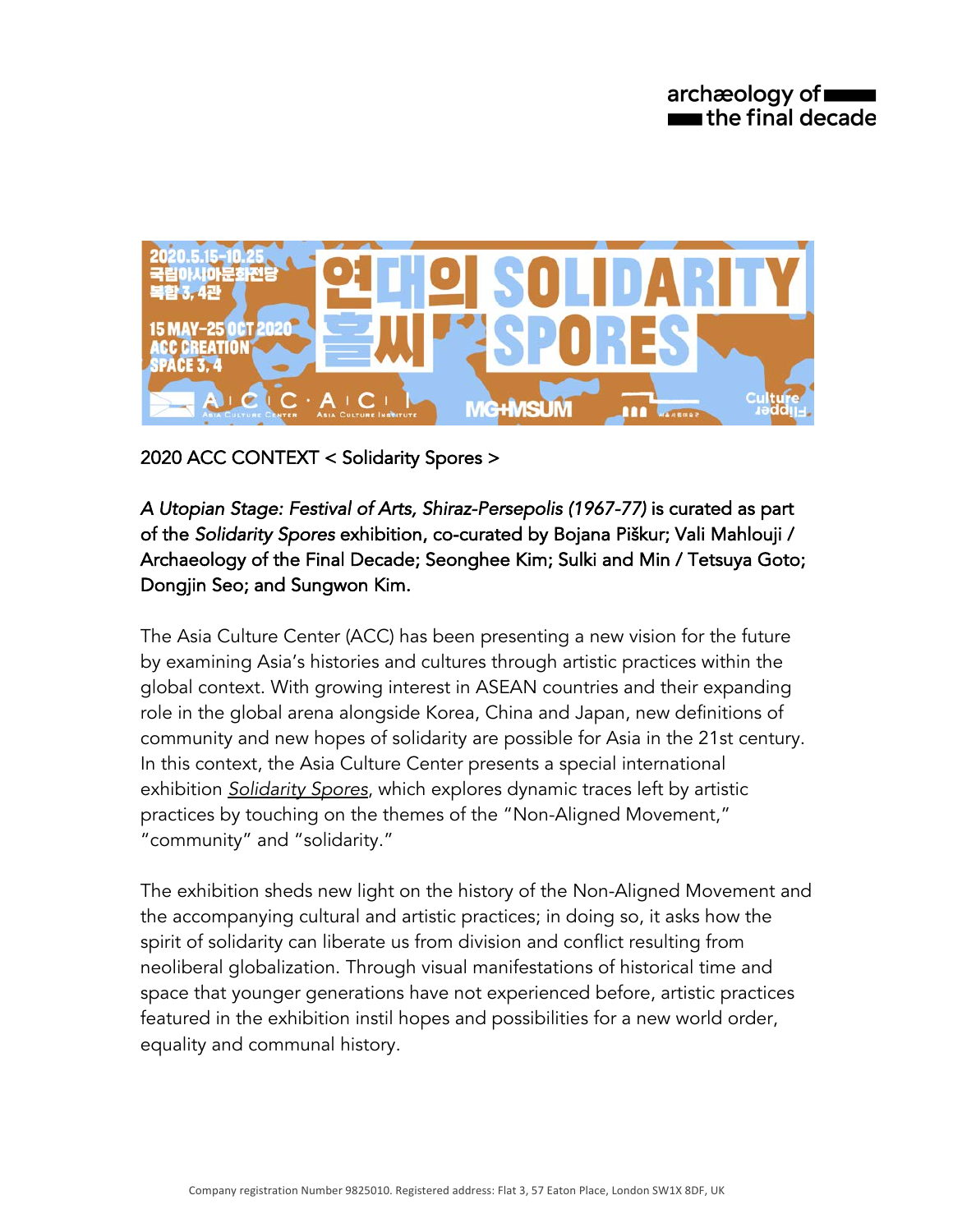2020 ACC CONTEXT < Solidarity Spores >

*A Utopian Stage: Festival of Arts, Shiraz-Persepolis (1967-77)* is curated as part of the *Solidarity Spores* exhibition, co-curated by Bojana Piškur; Vali Mahlouji / Archaeology of the Final Decade; Seonghee Kim; Sulki and Min / Tetsuya Goto; Dongjin Seo; and Sungwon Kim.

The Asia Culture Center (ACC) has been presenting a new vision for the future by examining Asia's histories and cultures through artistic practices within the global context. With growing interest in ASEAN countries and their expanding role in the global arena alongside Korea, China and Japan, new definitions of community and new hopes of solidarity are possible for Asia in the 21st century. In this context, the Asia Culture Center presents a special international exhibition *Solidarity Spores*, which explores dynamic traces left by artistic practices by touching on the themes of the "Non-Aligned Movement," "community" and "solidarity."

The exhibition sheds new light on the history of the Non-Aligned Movement and the accompanying cultural and artistic practices; in doing so, it asks how the spirit of solidarity can liberate us from division and conflict resulting from neoliberal globalization. Through visual manifestations of historical time and space that younger generations have not experienced before, artistic practices featured in the exhibition instil hopes and possibilities for a new world order, equality and communal history.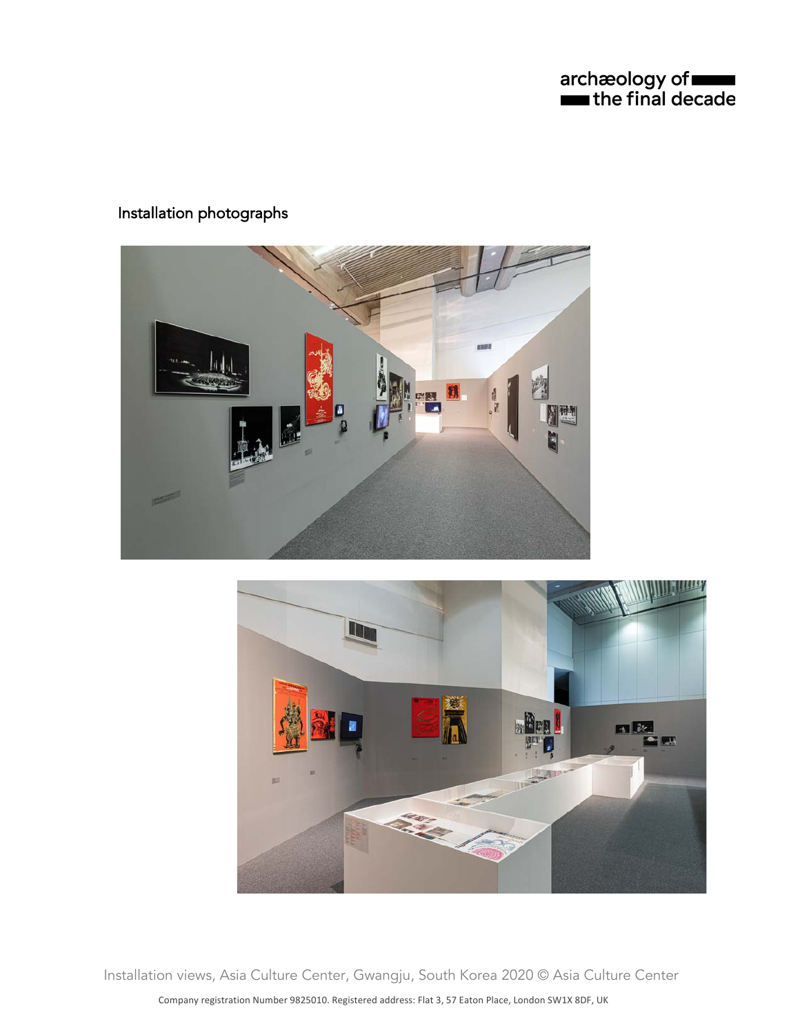## Installation photographs

Installation views, Asia Culture Center, Gwangju, South Korea 2020 © Asia Culture Center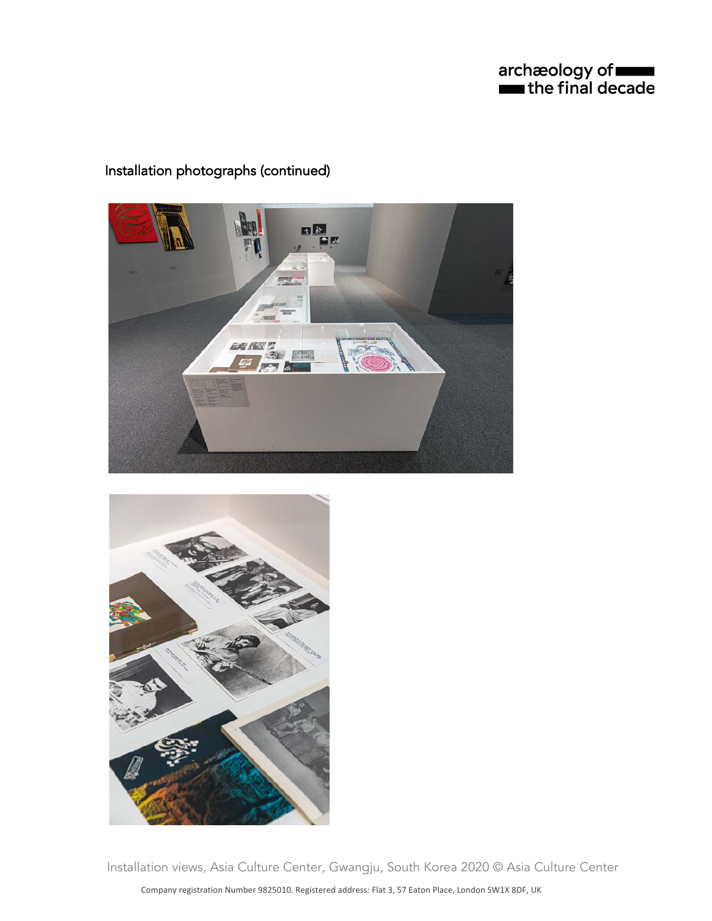## Installation photographs (continued)

Installation views, Asia Culture Center, Gwangju, South Korea 2020 © Asia Culture Center

Company registration Number 9825010. Registered address: Flat 3, 57 Eaton Place, London SW1X 8DF, UK